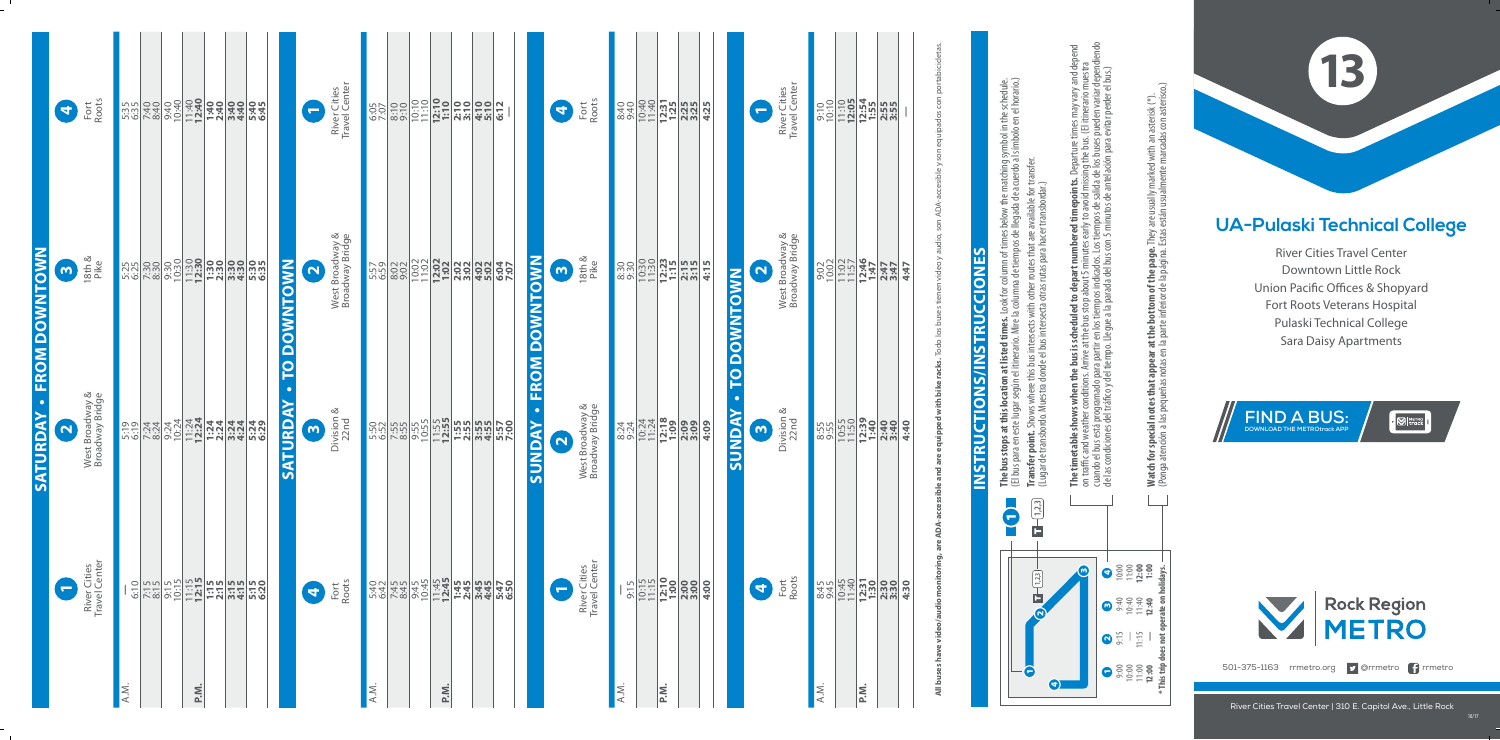# 13

## UA-Pulaski Technical College

River Cities Travel Center
Downtown Little Rock
Union Pacific Offices & Shopyard
Fort Roots Veterans Hospital
Pulaski Technical College
Sara Daisy Apartments

**FIND A BUS:** DOWNLOAD THE METROtrack APP

Rock Region METRO

501-375-1163 rrmetro.org @rrmetro rrmetro

River Cities Travel Center | 310 E. Capitol Ave., Little Rock

## SATURDAY • FROM DOWNTOWN

| | 1 River Cities Travel Center | 2 West Broadway & Broadway Bridge | 3 18th & Pike | 4 Fort Roots |
|---|---|---|---|---|
| A.M. | — | 5:19 | 5:25 | 5:35 |
| | 6:10 | 6:19 | 6:25 | 6:35 |
| | 7:15 | 7:24 | 7:30 | 7:40 |
| | 8:15 | 8:24 | 8:30 | 8:40 |
| | 9:15 | 9:24 | 9:30 | 9:40 |
| | 10:15 | 10:24 | 10:30 | 10:40 |
| | 11:15 | 11:24 | 11:30 | 11:40 |
| P.M. | **12:15** | **12:24** | **12:30** | **12:40** |
| | **1:15** | **1:24** | **1:30** | **1:40** |
| | **2:15** | **2:24** | **2:30** | **2:40** |
| | **3:15** | **3:24** | **3:30** | **3:40** |
| | **4:15** | **4:24** | **4:30** | **4:40** |
| | **5:15** | **5:24** | **5:30** | **5:40** |
| | **6:20** | **6:29** | **6:35** | **6:45** |

## SATURDAY • TO DOWNTOWN

| | 4 Fort Roots | 3 Division & 22nd | 2 West Broadway & Broadway Bridge | 1 River Cities Travel Center |
|---|---|---|---|---|
| A.M. | 5:40 | 5:50 | 5:57 | 6:05 |
| | 6:42 | 6:52 | 6:59 | 7:07 |
| | 7:45 | 7:55 | 8:02 | 8:10 |
| | 8:45 | 8:55 | 9:02 | 9:10 |
| | 9:45 | 9:55 | 10:02 | 10:10 |
| | 10:45 | 10:55 | 11:02 | 11:10 |
| | 11:45 | 11:55 | 12:02 | 12:10 |
| P.M. | **12:45** | **12:55** | **1:02** | **1:10** |
| | **1:45** | **1:55** | **2:02** | **2:10** |
| | **2:45** | **2:55** | **3:02** | **3:10** |
| | **3:45** | **3:55** | **4:02** | **4:10** |
| | **4:45** | **4:55** | **5:02** | **5:10** |
| | **5:47** | **5:57** | **6:04** | **6:12** |
| | **6:50** | **7:00** | **7:07** | — |

## SUNDAY • FROM DOWNTOWN

| | 1 River Cities Travel Center | 2 West Broadway & Broadway Bridge | 3 18th & Pike | 4 Fort Roots |
|---|---|---|---|---|
| A.M. | — | 8:24 | 8:30 | 8:40 |
| | 9:15 | 9:24 | 9:30 | 9:40 |
| | 10:15 | 10:24 | 10:30 | 10:40 |
| | 11:15 | 11:24 | 11:30 | 11:40 |
| P.M. | **12:10** | **12:18** | **12:23** | **12:31** |
| | **1:00** | **1:09** | **1:15** | **1:25** |
| | **2:00** | **2:09** | **2:15** | **2:25** |
| | **3:00** | **3:09** | **3:15** | **3:25** |
| | **4:00** | **4:09** | **4:15** | **4:25** |

## SUNDAY • TO DOWNTOWN

| | 4 Fort Roots | 3 Division & 22nd | 2 West Broadway & Broadway Bridge | 1 River Cities Travel Center |
|---|---|---|---|---|
| A.M. | 8:45 | 8:55 | 9:02 | 9:10 |
| | 9:45 | 9:55 | 10:02 | 10:10 |
| | 10:45 | 10:55 | 11:02 | 11:10 |
| | 11:40 | 11:50 | 11:57 | **12:05** |
| P.M. | **12:31** | **12:39** | **12:46** | **12:54** |
| | **1:30** | **1:40** | **1:47** | **1:55** |
| | **2:30** | **2:40** | **2:47** | **2:55** |
| | **3:30** | **3:40** | **3:47** | **3:55** |
| | **4:30** | **4:40** | **4:47** | — |

**All buses have video/audio monitoring, are ADA-accessible and are equipped with bike racks.** Todo los buses tienen video y audio, son ADA-accesible y son equipados con portabicicletas.

## INSTRUCTIONS/INSTRUCCIONES

| 1 | 2 | 3 | 4 |
|---|---|---|---|
| 9:00 | 9:15 | 9:40 | 10:00 |
| 10:00 | — | 10:40 | 11:00 |
| 11:00 | 11:15 | 11:40 | **12:00** |
| **12:00** | — | **12:40** | **1:00** |

**\* This trip does not operate on holidays.**

**The bus stops at this location at listed times.** Look for column of times below the matching symbol in the schedule. (El bus para en este lugar según el itinerario. Mire la columna de tiempos de llegada de acuerdo al símbolo en el horario.)

**Transfer point.** Shows where this bus intersects with other routes that are available for transfer. (Lugar de transbordo. Muestra donde el bus intersecta otras rutas para hacer transbordar.)

**The timetable shows when the bus is scheduled to depart numbered timepoints.** Departure times may vary and depend on traffic and weather conditions. Arrive at the bus stop about 5 minutes early to avoid missing the bus. (El itinerario muestra cuando el bus está programado para partir en los tiempos indicados. Los tiempos de salida de los buses pueden variar dependiendo de las condiciones del tráfico y del tiempo. Llegue a la parada del bus con 5 minutos de antelación para evitar perder el bus.)

**Watch for special notes that appear at the bottom of the page.** They are usually marked with an asterisk (\*). (Ponga atención a las pequeñas notas en la parte inferior de la página. Estas están usualmente marcadas con asterisco.)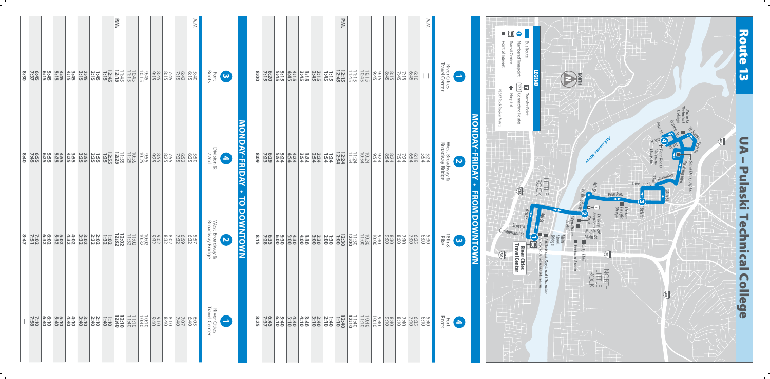# Route 13

## UA – Pulaski Technical College

LEGEND

- Bus Route
- Numbered Timepoint
- Transit Center
- Point of Interest
- Transfer Point
- Connecting Routes
- Hospital

©2017 Rock Region Metro

## MONDAY-FRIDAY • FROM DOWNTOWN

| | 1 River Cities Travel Center | 2 West Broadway & Broadway Bridge | 3 18th & Pike | 4 Fort Roots |
|---|---|---|---|---|
| A.M. | — | 5:24 | 5:30 | 5:40 |
| | | 5:54 | 6:00 | 6:10 |
| | 6:15 | 6:19 | 6:25 | 6:35 |
| | 6:45 | 6:54 | 7:00 | 7:10 |
| | 7:15 | 7:24 | 7:30 | 7:40 |
| | 7:45 | 7:54 | 8:00 | 8:10 |
| | 8:15 | 8:24 | 8:30 | 8:40 |
| | 8:45 | 8:54 | 9:00 | 9:10 |
| | 9:15 | 9:24 | 9:30 | 9:40 |
| | 9:45 | 9:54 | 10:00 | 10:10 |
| | 10:15 | 10:24 | 10:30 | 10:40 |
| | 10:45 | 10:54 | 11:00 | 11:10 |
| | 11:15 | 11:24 | 11:30 | 11:40 |
| | 11:45 | 11:54 | 12:00 | 12:10 |
| P.M. | 12:15 | 12:24 | 12:30 | 12:40 |
| | 12:45 | 12:54 | 1:00 | 1:10 |
| | 1:15 | 1:24 | 1:30 | 1:40 |
| | 1:45 | 1:54 | 2:00 | 2:10 |
| | 2:15 | 2:24 | 2:30 | 2:40 |
| | 2:45 | 2:54 | 3:00 | 3:10 |
| | 3:15 | 3:24 | 3:30 | 3:40 |
| | 3:45 | 3:54 | 4:00 | 4:10 |
| | 4:15 | 4:24 | 4:30 | 4:40 |
| | 4:45 | 4:54 | 5:00 | 5:10 |
| | 5:15 | 5:24 | 5:30 | 5:40 |
| | 5:45 | 5:54 | 6:00 | 6:10 |
| | 6:20 | 6:29 | 6:35 | 6:45 |
| | 7:15 | 7:23 | 7:28 | 7:37 |
| | 8:00 | 8:09 | 8:15 | 8:25 |

## MONDAY-FRIDAY • TO DOWNTOWN

| | 3 Fort Roots | 4 Division & 22nd | 2 West Broadway & Broadway Bridge | 1 River Cities Travel Center |
|---|---|---|---|---|
| A.M. | 5:40 | 5:50 | 5:57 | 6:05 |
| | 6:15 | 6:25 | 6:32 | 6:40 |
| | 6:42 | 6:52 | 6:59 | 7:07 |
| | 7:15 | 7:25 | 7:32 | 7:40 |
| | 7:45 | 7:55 | 8:02 | 8:10 |
| | 8:15 | 8:25 | 8:32 | 8:40 |
| | 8:45 | 8:55 | 9:02 | 9:10 |
| | 9:15 | 9:25 | 9:32 | 9:40 |
| | 9:45 | 9:55 | 10:02 | 10:10 |
| | 10:15 | 10:25 | 10:32 | 10:40 |
| | 10:45 | 10:55 | 11:02 | 11:10 |
| | 11:15 | 11:25 | 11:32 | 11:40 |
| | 11:45 | 11:55 | 12:02 | 12:10 |
| P.M. | 12:15 | 12:25 | 12:32 | 12:40 |
| | 12:45 | 12:55 | 1:02 | 1:10 |
| | 1:15 | 1:25 | 1:32 | 1:40 |
| | 1:45 | 1:55 | 2:02 | 2:10 |
| | 2:15 | 2:25 | 2:32 | 2:40 |
| | 2:45 | 2:55 | 3:02 | 3:10 |
| | 3:15 | 3:25 | 3:32 | 3:40 |
| | 3:45 | 3:55 | 4:02 | 4:10 |
| | 4:15 | 4:25 | 4:32 | 4:40 |
| | 4:45 | 4:55 | 5:02 | 5:10 |
| | 5:15 | 5:25 | 5:32 | 5:40 |
| | 5:45 | 5:55 | 6:02 | 6:10 |
| | 6:15 | 6:25 | 6:32 | 6:40 |
| | 6:45 | 6:55 | 7:02 | 7:10 |
| | 7:37 | 7:45 | 7:51 | 7:58 |
| | 8:30 | 8:40 | 8:47 | — |